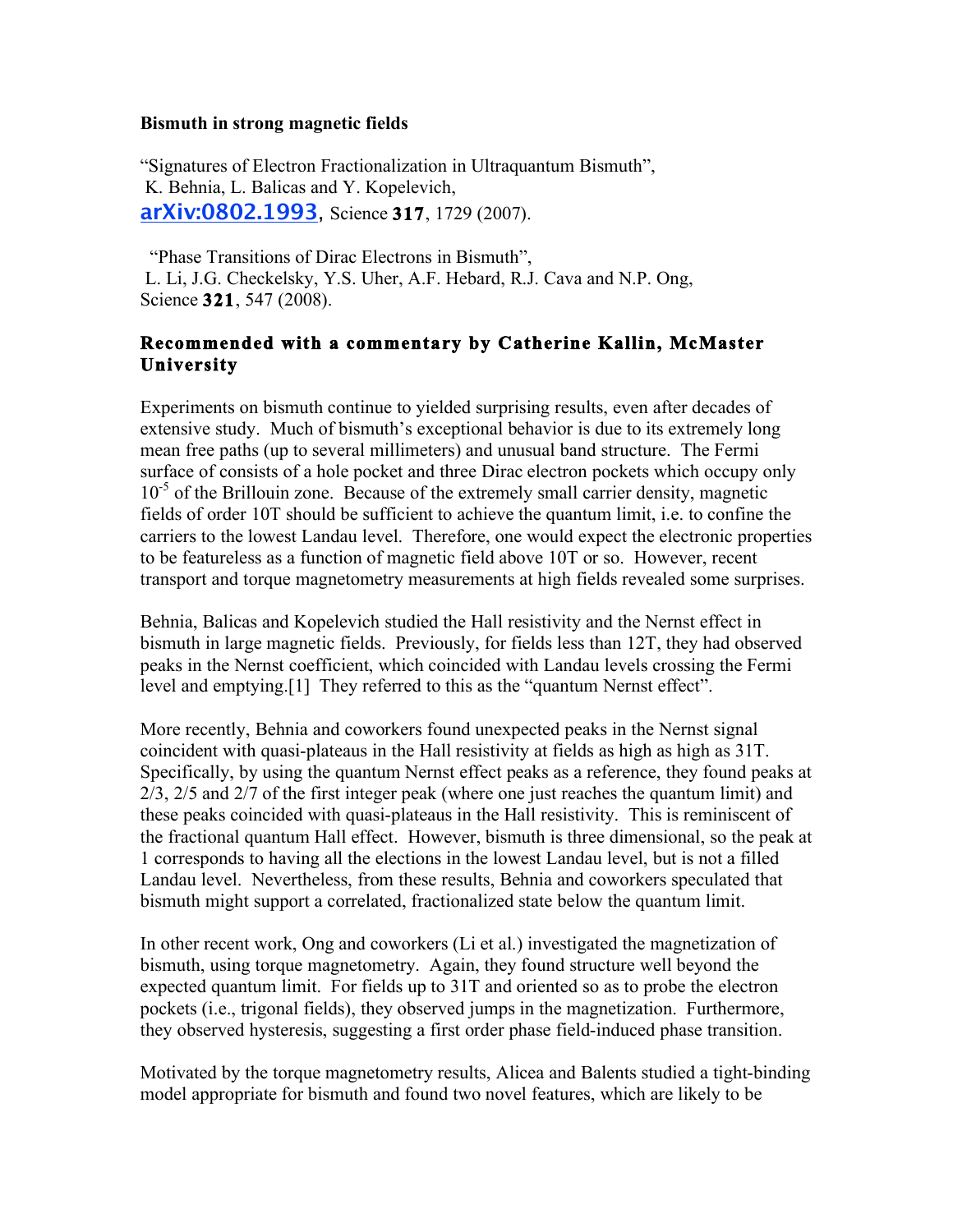**Bismuth in strong magnetic fields**

“Signatures of Electron Fractionalization in Ultraquantum Bismuth”,
K. Behnia, L. Balicas and Y. Kopelevich,
arXiv:0802.1993, Science **317**, 1729 (2007).

“Phase Transitions of Dirac Electrons in Bismuth”,
L. Li, J.G. Checkelsky, Y.S. Uher, A.F. Hebard, R.J. Cava and N.P. Ong,
Science **321**, 547 (2008).

## Recommended with a commentary by Catherine Kallin, McMaster University

Experiments on bismuth continue to yielded surprising results, even after decades of extensive study. Much of bismuth’s exceptional behavior is due to its extremely long mean free paths (up to several millimeters) and unusual band structure. The Fermi surface of consists of a hole pocket and three Dirac electron pockets which occupy only $10^{-5}$ of the Brillouin zone. Because of the extremely small carrier density, magnetic fields of order 10T should be sufficient to achieve the quantum limit, i.e. to confine the carriers to the lowest Landau level. Therefore, one would expect the electronic properties to be featureless as a function of magnetic field above 10T or so. However, recent transport and torque magnetometry measurements at high fields revealed some surprises.

Behnia, Balicas and Kopelevich studied the Hall resistivity and the Nernst effect in bismuth in large magnetic fields. Previously, for fields less than 12T, they had observed peaks in the Nernst coefficient, which coincided with Landau levels crossing the Fermi level and emptying.[1] They referred to this as the “quantum Nernst effect”.

More recently, Behnia and coworkers found unexpected peaks in the Nernst signal coincident with quasi-plateaus in the Hall resistivity at fields as high as high as 31T. Specifically, by using the quantum Nernst effect peaks as a reference, they found peaks at 2/3, 2/5 and 2/7 of the first integer peak (where one just reaches the quantum limit) and these peaks coincided with quasi-plateaus in the Hall resistivity. This is reminiscent of the fractional quantum Hall effect. However, bismuth is three dimensional, so the peak at 1 corresponds to having all the elections in the lowest Landau level, but is not a filled Landau level. Nevertheless, from these results, Behnia and coworkers speculated that bismuth might support a correlated, fractionalized state below the quantum limit.

In other recent work, Ong and coworkers (Li et al.) investigated the magnetization of bismuth, using torque magnetometry. Again, they found structure well beyond the expected quantum limit. For fields up to 31T and oriented so as to probe the electron pockets (i.e., trigonal fields), they observed jumps in the magnetization. Furthermore, they observed hysteresis, suggesting a first order phase field-induced phase transition.

Motivated by the torque magnetometry results, Alicea and Balents studied a tight-binding model appropriate for bismuth and found two novel features, which are likely to be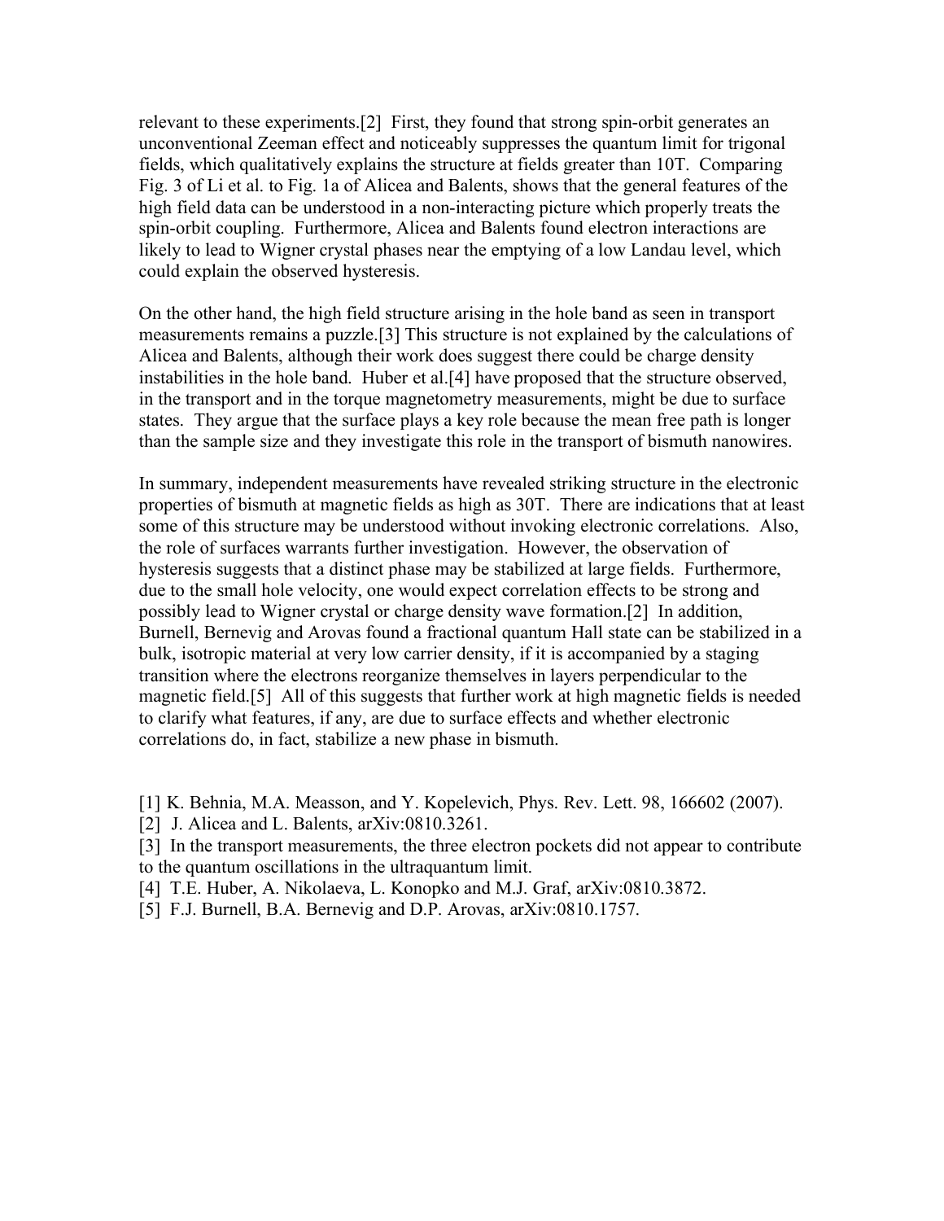relevant to these experiments.[2] First, they found that strong spin-orbit generates an unconventional Zeeman effect and noticeably suppresses the quantum limit for trigonal fields, which qualitatively explains the structure at fields greater than 10T. Comparing Fig. 3 of Li et al. to Fig. 1a of Alicea and Balents, shows that the general features of the high field data can be understood in a non-interacting picture which properly treats the spin-orbit coupling. Furthermore, Alicea and Balents found electron interactions are likely to lead to Wigner crystal phases near the emptying of a low Landau level, which could explain the observed hysteresis.

On the other hand, the high field structure arising in the hole band as seen in transport measurements remains a puzzle.[3] This structure is not explained by the calculations of Alicea and Balents, although their work does suggest there could be charge density instabilities in the hole band. Huber et al.[4] have proposed that the structure observed, in the transport and in the torque magnetometry measurements, might be due to surface states. They argue that the surface plays a key role because the mean free path is longer than the sample size and they investigate this role in the transport of bismuth nanowires.

In summary, independent measurements have revealed striking structure in the electronic properties of bismuth at magnetic fields as high as 30T. There are indications that at least some of this structure may be understood without invoking electronic correlations. Also, the role of surfaces warrants further investigation. However, the observation of hysteresis suggests that a distinct phase may be stabilized at large fields. Furthermore, due to the small hole velocity, one would expect correlation effects to be strong and possibly lead to Wigner crystal or charge density wave formation.[2] In addition, Burnell, Bernevig and Arovas found a fractional quantum Hall state can be stabilized in a bulk, isotropic material at very low carrier density, if it is accompanied by a staging transition where the electrons reorganize themselves in layers perpendicular to the magnetic field.[5] All of this suggests that further work at high magnetic fields is needed to clarify what features, if any, are due to surface effects and whether electronic correlations do, in fact, stabilize a new phase in bismuth.

[1] K. Behnia, M.A. Measson, and Y. Kopelevich, Phys. Rev. Lett. 98, 166602 (2007).

[2] J. Alicea and L. Balents, arXiv:0810.3261.

[3] In the transport measurements, the three electron pockets did not appear to contribute to the quantum oscillations in the ultraquantum limit.

[4] T.E. Huber, A. Nikolaeva, L. Konopko and M.J. Graf, arXiv:0810.3872.

[5] F.J. Burnell, B.A. Bernevig and D.P. Arovas, arXiv:0810.1757.